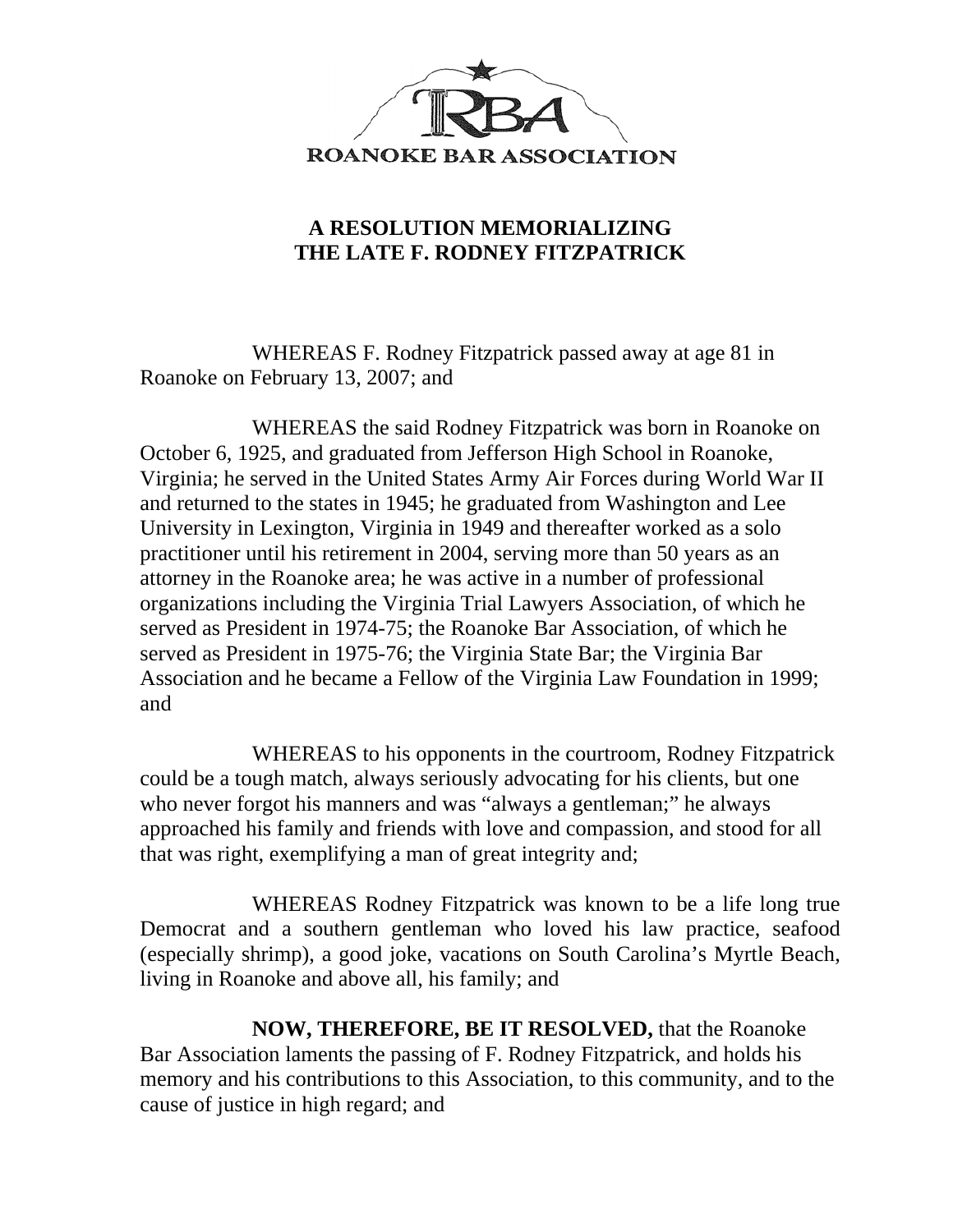ROANOKE BAR ASSOCIATION

## A RESOLUTION MEMORIALIZING THE LATE F. RODNEY FITZPATRICK

WHEREAS F. Rodney Fitzpatrick passed away at age 81 in Roanoke on February 13, 2007; and

WHEREAS the said Rodney Fitzpatrick was born in Roanoke on October 6, 1925, and graduated from Jefferson High School in Roanoke, Virginia; he served in the United States Army Air Forces during World War II and returned to the states in 1945; he graduated from Washington and Lee University in Lexington, Virginia in 1949 and thereafter worked as a solo practitioner until his retirement in 2004, serving more than 50 years as an attorney in the Roanoke area; he was active in a number of professional organizations including the Virginia Trial Lawyers Association, of which he served as President in 1974-75; the Roanoke Bar Association, of which he served as President in 1975-76; the Virginia State Bar; the Virginia Bar Association and he became a Fellow of the Virginia Law Foundation in 1999; and

WHEREAS to his opponents in the courtroom, Rodney Fitzpatrick could be a tough match, always seriously advocating for his clients, but one who never forgot his manners and was "always a gentleman;" he always approached his family and friends with love and compassion, and stood for all that was right, exemplifying a man of great integrity and;

WHEREAS Rodney Fitzpatrick was known to be a life long true Democrat and a southern gentleman who loved his law practice, seafood (especially shrimp), a good joke, vacations on South Carolina's Myrtle Beach, living in Roanoke and above all, his family; and

**NOW, THEREFORE, BE IT RESOLVED,** that the Roanoke Bar Association laments the passing of F. Rodney Fitzpatrick, and holds his memory and his contributions to this Association, to this community, and to the cause of justice in high regard; and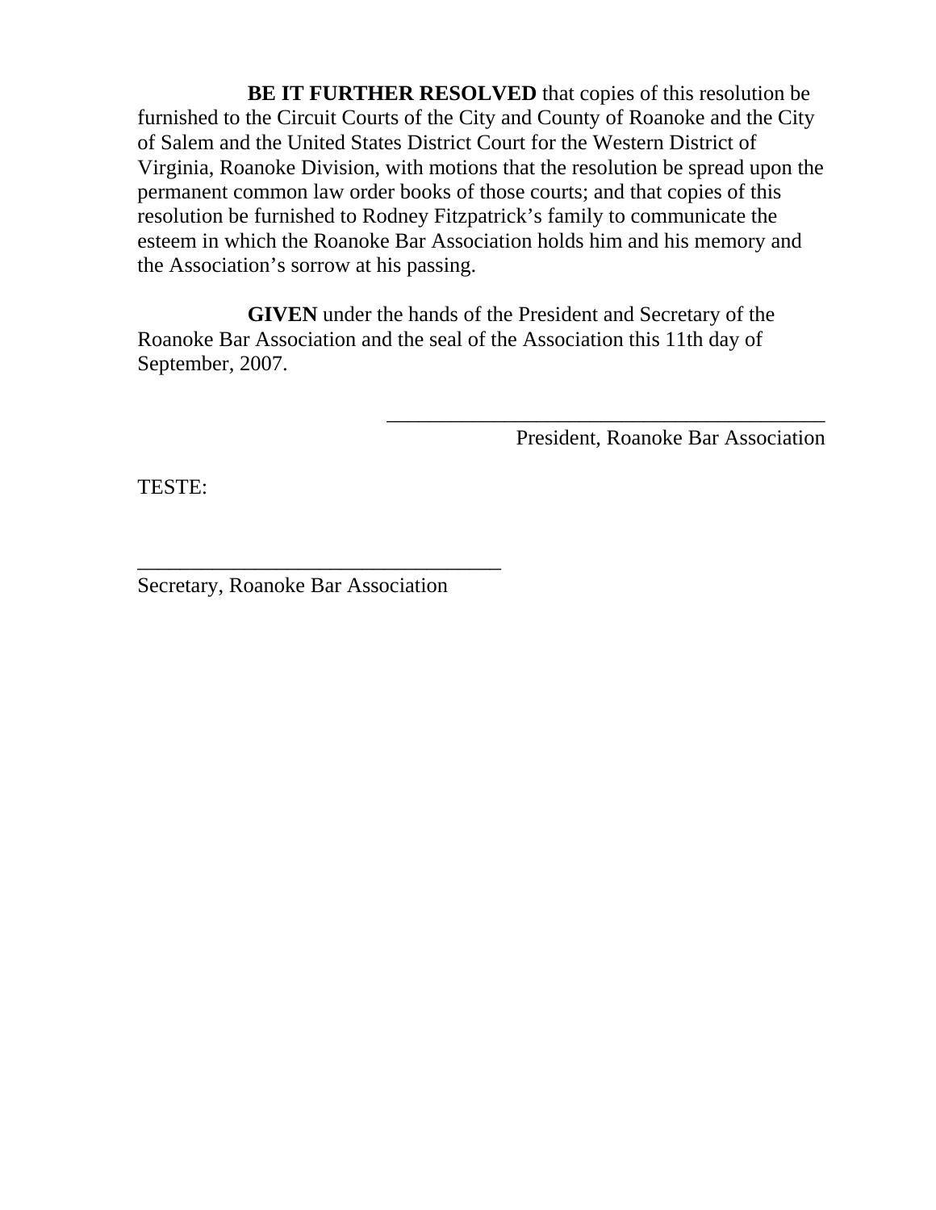**BE IT FURTHER RESOLVED** that copies of this resolution be furnished to the Circuit Courts of the City and County of Roanoke and the City of Salem and the United States District Court for the Western District of Virginia, Roanoke Division, with motions that the resolution be spread upon the permanent common law order books of those courts; and that copies of this resolution be furnished to Rodney Fitzpatrick's family to communicate the esteem in which the Roanoke Bar Association holds him and his memory and the Association's sorrow at his passing.

**GIVEN** under the hands of the President and Secretary of the Roanoke Bar Association and the seal of the Association this 11th day of September, 2007.

\_\_\_\_\_\_\_\_\_\_\_\_\_\_\_\_\_\_\_\_\_\_\_\_\_\_\_\_\_\_\_\_\_\_\_\_\_\_\_\_\_\_
President, Roanoke Bar Association

TESTE:

\_\_\_\_\_\_\_\_\_\_\_\_\_\_\_\_\_\_\_\_\_\_\_\_\_\_\_\_\_\_\_\_\_\_\_
Secretary, Roanoke Bar Association